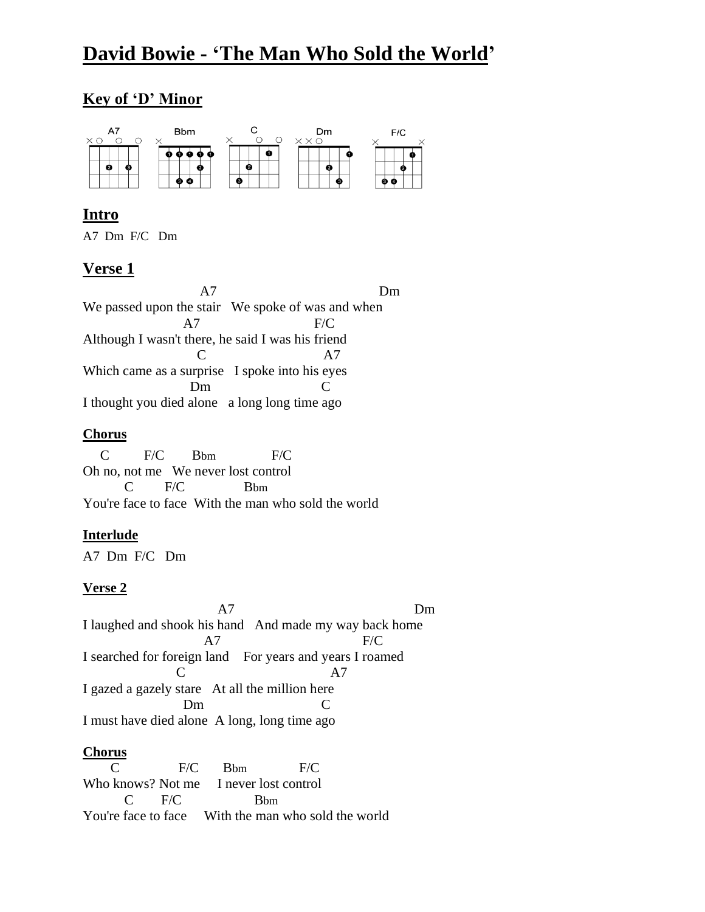# David Bowie - 'The Man Who Sold the World'

## Key of 'D' Minor

A7 Bbm C Dm F/C

## Intro

A7 Dm F/C Dm

## Verse 1

```
                     A7                                Dm
We passed upon the stair   We spoke of was and when
                  A7                    F/C
Although I wasn't there, he said I was his friend
                     C                       A7
Which came as a surprise   I spoke into his eyes
                   Dm                      C
I thought you died alone   a long long time ago
```

### Chorus

```
   C        F/C       Bbm             F/C
Oh no, not me   We never lost control
        C        F/C              Bbm
You're face to face  With the man who sold the world
```

### Interlude

A7 Dm F/C Dm

### Verse 2

```
                         A7                                  Dm
I laughed and shook his hand   And made my way back home
                       A7                           F/C
I searched for foreign land    For years and years I roamed
                 C                          A7
I gazed a gazely stare   At all the million here
                  Dm                       C
I must have died alone  A long, long time ago
```

### Chorus

```
      C             F/C       Bbm            F/C
Who knows? Not me     I never lost control
        C       F/C                Bbm
You're face to face     With the man who sold the world
```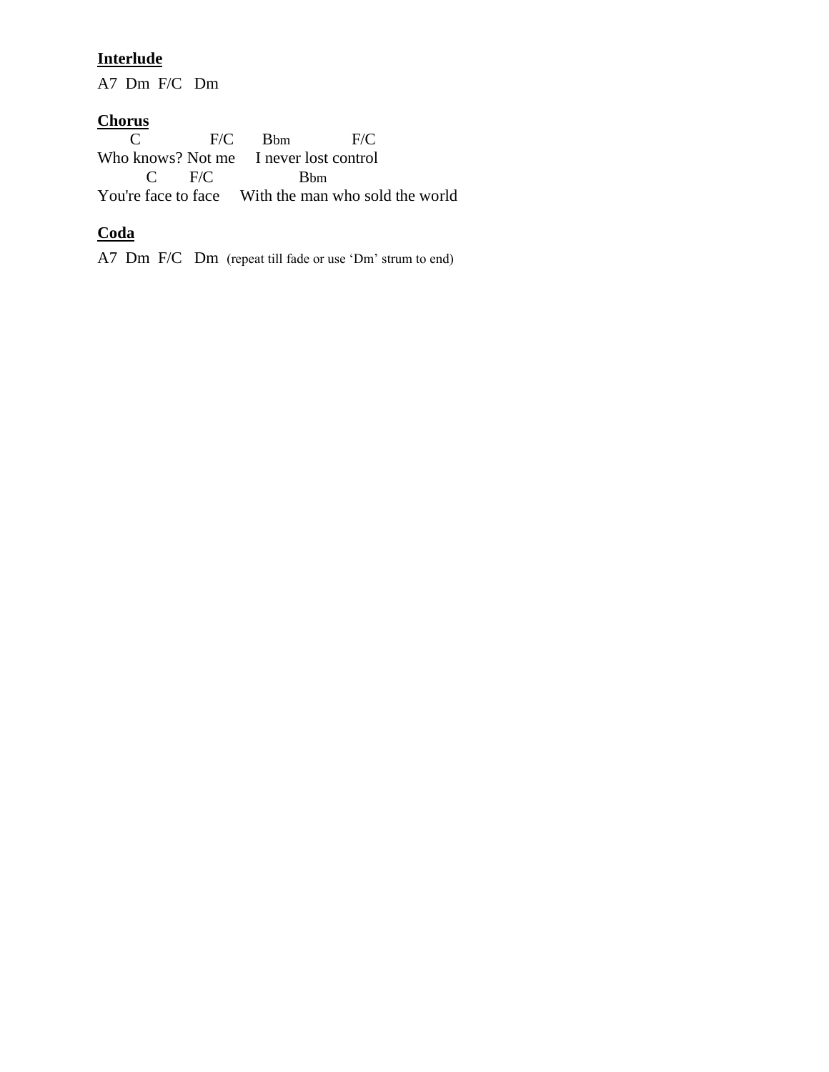**Interlude**

A7  Dm  F/C   Dm

**Chorus**

```
       C               F/C       Bbm              F/C
Who knows? Not me     I never lost control
          C        F/C                  Bbm
You're face to face     With the man who sold the world
```

**Coda**

A7  Dm  F/C   Dm  (repeat till fade or use 'Dm' strum to end)